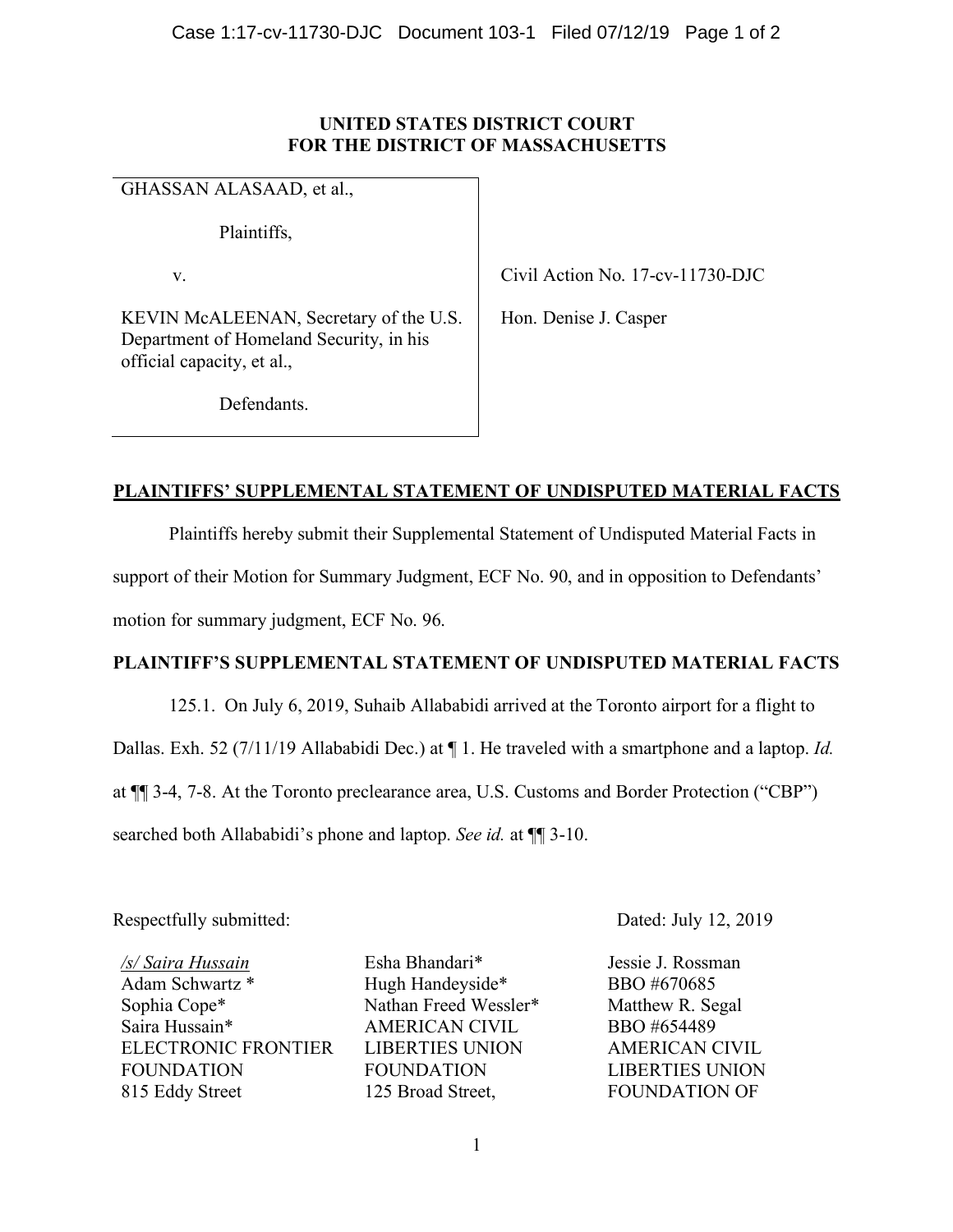**UNITED STATES DISTRICT COURT**
**FOR THE DISTRICT OF MASSACHUSETTS**

| | |
|---|---|
| GHASSAN ALASAAD, et al., | |
| Plaintiffs, | |
| v. | Civil Action No. 17-cv-11730-DJC |
| KEVIN McALEENAN, Secretary of the U.S. Department of Homeland Security, in his official capacity, et al., | Hon. Denise J. Casper |
| Defendants. | |

## PLAINTIFFS' SUPPLEMENTAL STATEMENT OF UNDISPUTED MATERIAL FACTS

Plaintiffs hereby submit their Supplemental Statement of Undisputed Material Facts in support of their Motion for Summary Judgment, ECF No. 90, and in opposition to Defendants' motion for summary judgment, ECF No. 96.

## PLAINTIFF'S SUPPLEMENTAL STATEMENT OF UNDISPUTED MATERIAL FACTS

125.1. On July 6, 2019, Suhaib Allababidi arrived at the Toronto airport for a flight to Dallas. Exh. 52 (7/11/19 Allababidi Dec.) at ¶ 1. He traveled with a smartphone and a laptop. *Id.* at ¶¶ 3-4, 7-8. At the Toronto preclearance area, U.S. Customs and Border Protection ("CBP") searched both Allababidi's phone and laptop. *See id.* at ¶¶ 3-10.

Respectfully submitted:

Dated: July 12, 2019

| | | |
|---|---|---|
| /s/ Saira Hussain | Esha Bhandari* | Jessie J. Rossman |
| Adam Schwartz * | Hugh Handeyside* | BBO #670685 |
| Sophia Cope* | Nathan Freed Wessler* | Matthew R. Segal |
| Saira Hussain* | AMERICAN CIVIL | BBO #654489 |
| ELECTRONIC FRONTIER | LIBERTIES UNION | AMERICAN CIVIL |
| FOUNDATION | FOUNDATION | LIBERTIES UNION |
| 815 Eddy Street | 125 Broad Street, | FOUNDATION OF |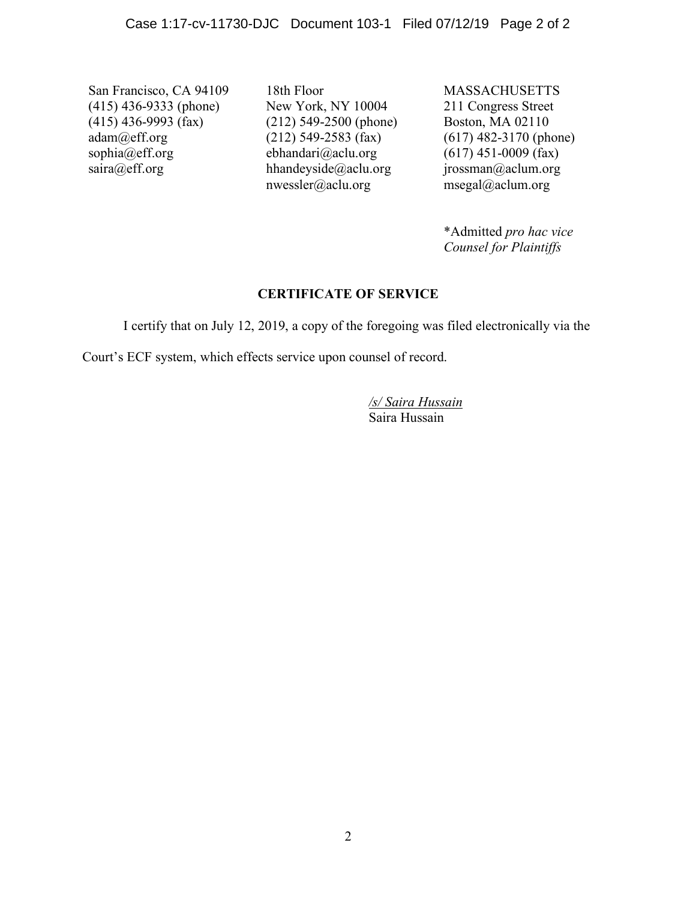San Francisco, CA 94109
(415) 436-9333 (phone)
(415) 436-9993 (fax)
adam@eff.org
sophia@eff.org
saira@eff.org

18th Floor
New York, NY 10004
(212) 549-2500 (phone)
(212) 549-2583 (fax)
ebhandari@aclu.org
hhandeyside@aclu.org
nwessler@aclu.org

MASSACHUSETTS
211 Congress Street
Boston, MA 02110
(617) 482-3170 (phone)
(617) 451-0009 (fax)
jrossman@aclum.org
msegal@aclum.org

*Admitted *pro hac vice*
*Counsel for Plaintiffs*

**CERTIFICATE OF SERVICE**

I certify that on July 12, 2019, a copy of the foregoing was filed electronically via the Court's ECF system, which effects service upon counsel of record.

*/s/ Saira Hussain*
Saira Hussain